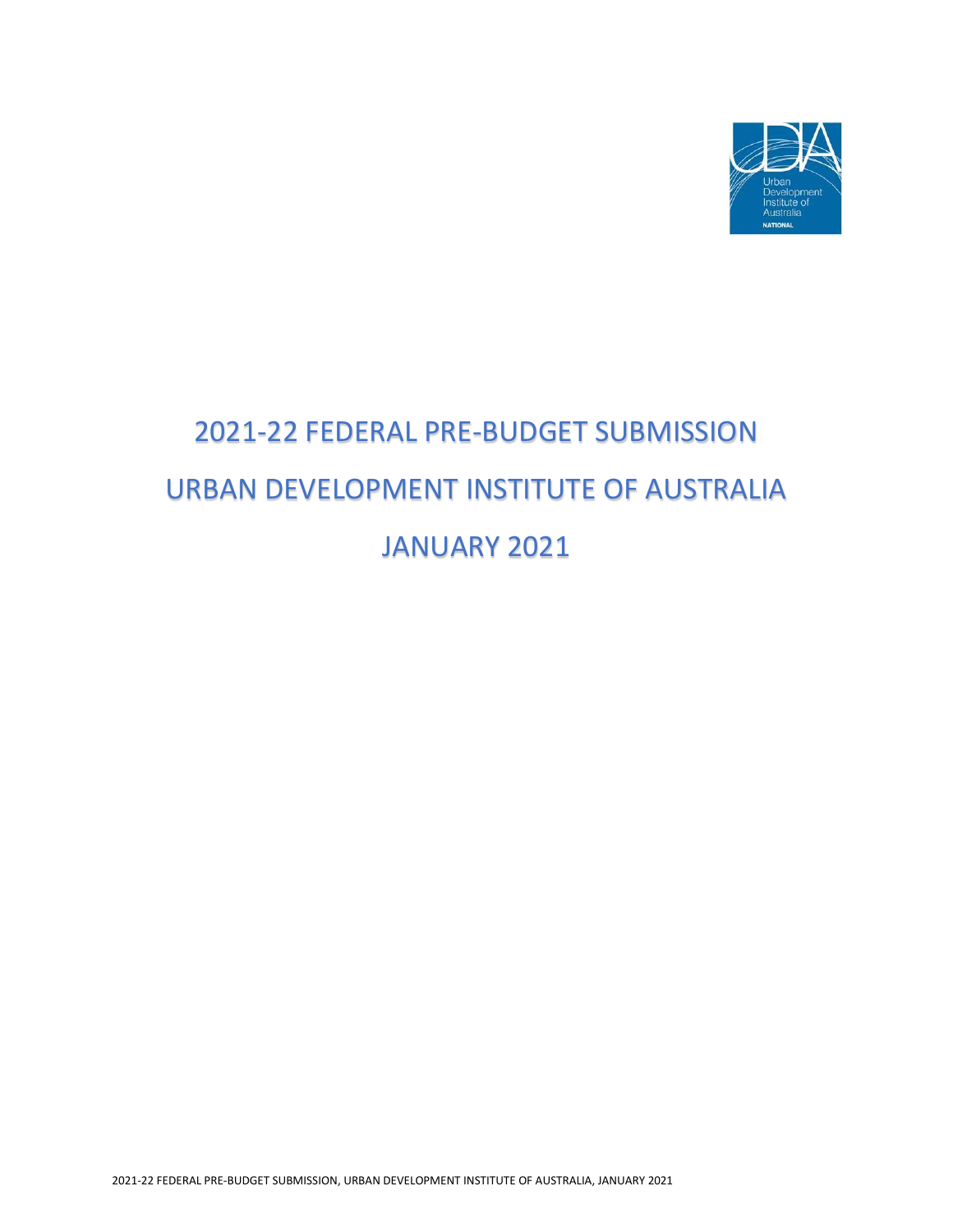# 2021-22 FEDERAL PRE-BUDGET SUBMISSION

# URBAN DEVELOPMENT INSTITUTE OF AUSTRALIA

# JANUARY 2021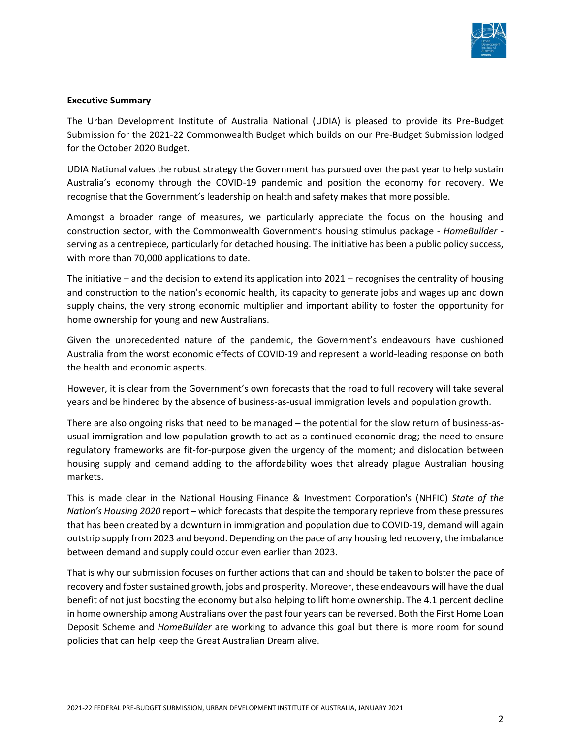**Executive Summary**

The Urban Development Institute of Australia National (UDIA) is pleased to provide its Pre-Budget Submission for the 2021-22 Commonwealth Budget which builds on our Pre-Budget Submission lodged for the October 2020 Budget.

UDIA National values the robust strategy the Government has pursued over the past year to help sustain Australia's economy through the COVID-19 pandemic and position the economy for recovery. We recognise that the Government's leadership on health and safety makes that more possible.

Amongst a broader range of measures, we particularly appreciate the focus on the housing and construction sector, with the Commonwealth Government's housing stimulus package - *HomeBuilder* - serving as a centrepiece, particularly for detached housing. The initiative has been a public policy success, with more than 70,000 applications to date.

The initiative – and the decision to extend its application into 2021 – recognises the centrality of housing and construction to the nation's economic health, its capacity to generate jobs and wages up and down supply chains, the very strong economic multiplier and important ability to foster the opportunity for home ownership for young and new Australians.

Given the unprecedented nature of the pandemic, the Government's endeavours have cushioned Australia from the worst economic effects of COVID-19 and represent a world-leading response on both the health and economic aspects.

However, it is clear from the Government's own forecasts that the road to full recovery will take several years and be hindered by the absence of business-as-usual immigration levels and population growth.

There are also ongoing risks that need to be managed – the potential for the slow return of business-as-usual immigration and low population growth to act as a continued economic drag; the need to ensure regulatory frameworks are fit-for-purpose given the urgency of the moment; and dislocation between housing supply and demand adding to the affordability woes that already plague Australian housing markets.

This is made clear in the National Housing Finance & Investment Corporation's (NHFIC) *State of the Nation's Housing 2020* report – which forecasts that despite the temporary reprieve from these pressures that has been created by a downturn in immigration and population due to COVID-19, demand will again outstrip supply from 2023 and beyond. Depending on the pace of any housing led recovery, the imbalance between demand and supply could occur even earlier than 2023.

That is why our submission focuses on further actions that can and should be taken to bolster the pace of recovery and foster sustained growth, jobs and prosperity. Moreover, these endeavours will have the dual benefit of not just boosting the economy but also helping to lift home ownership. The 4.1 percent decline in home ownership among Australians over the past four years can be reversed. Both the First Home Loan Deposit Scheme and *HomeBuilder* are working to advance this goal but there is more room for sound policies that can help keep the Great Australian Dream alive.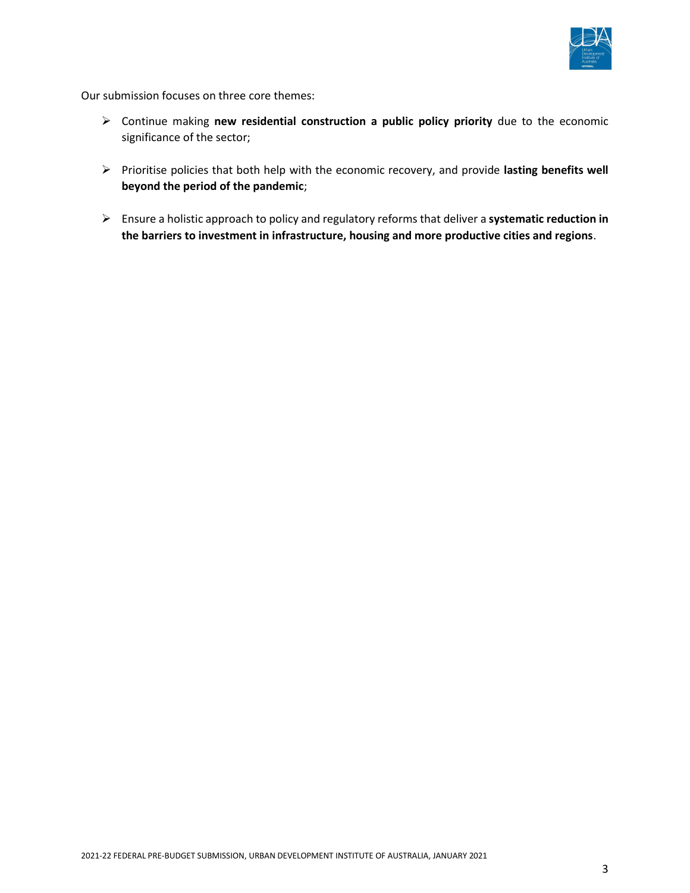Our submission focuses on three core themes:

- Continue making **new residential construction a public policy priority** due to the economic significance of the sector;
- Prioritise policies that both help with the economic recovery, and provide **lasting benefits well beyond the period of the pandemic**;
- Ensure a holistic approach to policy and regulatory reforms that deliver a **systematic reduction in the barriers to investment in infrastructure, housing and more productive cities and regions**.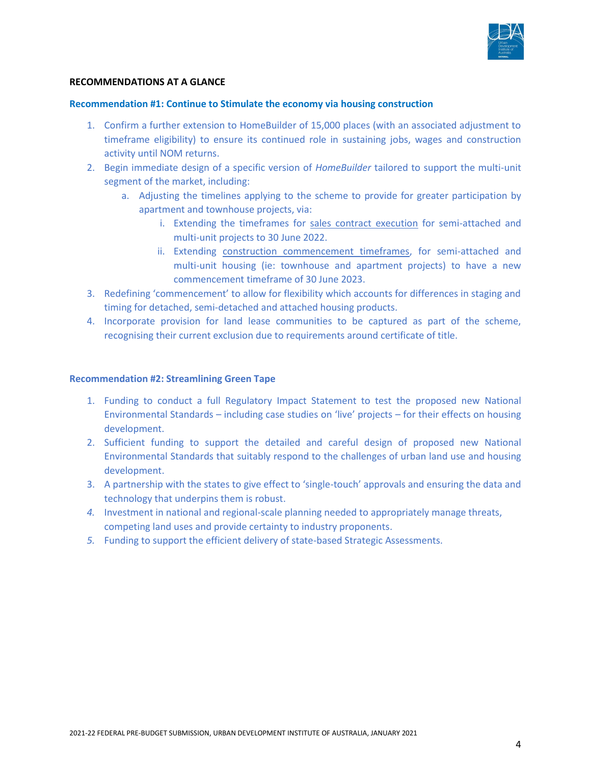**RECOMMENDATIONS AT A GLANCE**

**Recommendation #1: Continue to Stimulate the economy via housing construction**

1. Confirm a further extension to HomeBuilder of 15,000 places (with an associated adjustment to timeframe eligibility) to ensure its continued role in sustaining jobs, wages and construction activity until NOM returns.
2. Begin immediate design of a specific version of *HomeBuilder* tailored to support the multi-unit segment of the market, including:
   a. Adjusting the timelines applying to the scheme to provide for greater participation by apartment and townhouse projects, via:
      i. Extending the timeframes for sales contract execution for semi-attached and multi-unit projects to 30 June 2022.
      ii. Extending construction commencement timeframes, for semi-attached and multi-unit housing (ie: townhouse and apartment projects) to have a new commencement timeframe of 30 June 2023.
3. Redefining 'commencement' to allow for flexibility which accounts for differences in staging and timing for detached, semi-detached and attached housing products.
4. Incorporate provision for land lease communities to be captured as part of the scheme, recognising their current exclusion due to requirements around certificate of title.

**Recommendation #2: Streamlining Green Tape**

1. Funding to conduct a full Regulatory Impact Statement to test the proposed new National Environmental Standards – including case studies on 'live' projects – for their effects on housing development.
2. Sufficient funding to support the detailed and careful design of proposed new National Environmental Standards that suitably respond to the challenges of urban land use and housing development.
3. A partnership with the states to give effect to 'single-touch' approvals and ensuring the data and technology that underpins them is robust.
4. Investment in national and regional-scale planning needed to appropriately manage threats, competing land uses and provide certainty to industry proponents.
5. Funding to support the efficient delivery of state-based Strategic Assessments.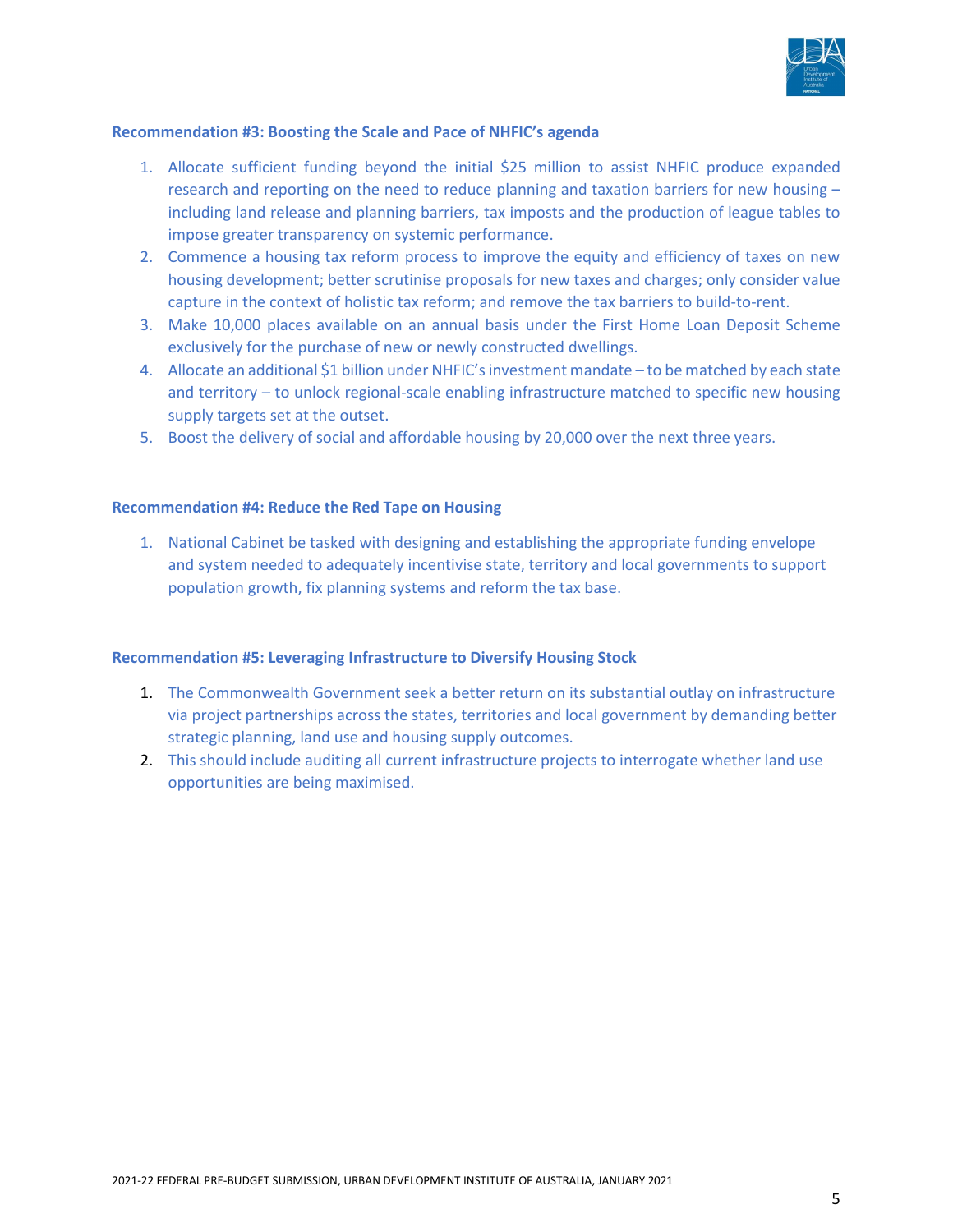### Recommendation #3: Boosting the Scale and Pace of NHFIC's agenda

1. Allocate sufficient funding beyond the initial $25 million to assist NHFIC produce expanded research and reporting on the need to reduce planning and taxation barriers for new housing – including land release and planning barriers, tax imposts and the production of league tables to impose greater transparency on systemic performance.
2. Commence a housing tax reform process to improve the equity and efficiency of taxes on new housing development; better scrutinise proposals for new taxes and charges; only consider value capture in the context of holistic tax reform; and remove the tax barriers to build-to-rent.
3. Make 10,000 places available on an annual basis under the First Home Loan Deposit Scheme exclusively for the purchase of new or newly constructed dwellings.
4. Allocate an additional $1 billion under NHFIC's investment mandate – to be matched by each state and territory – to unlock regional-scale enabling infrastructure matched to specific new housing supply targets set at the outset.
5. Boost the delivery of social and affordable housing by 20,000 over the next three years.

### Recommendation #4: Reduce the Red Tape on Housing

1. National Cabinet be tasked with designing and establishing the appropriate funding envelope and system needed to adequately incentivise state, territory and local governments to support population growth, fix planning systems and reform the tax base.

### Recommendation #5: Leveraging Infrastructure to Diversify Housing Stock

1. The Commonwealth Government seek a better return on its substantial outlay on infrastructure via project partnerships across the states, territories and local government by demanding better strategic planning, land use and housing supply outcomes.
2. This should include auditing all current infrastructure projects to interrogate whether land use opportunities are being maximised.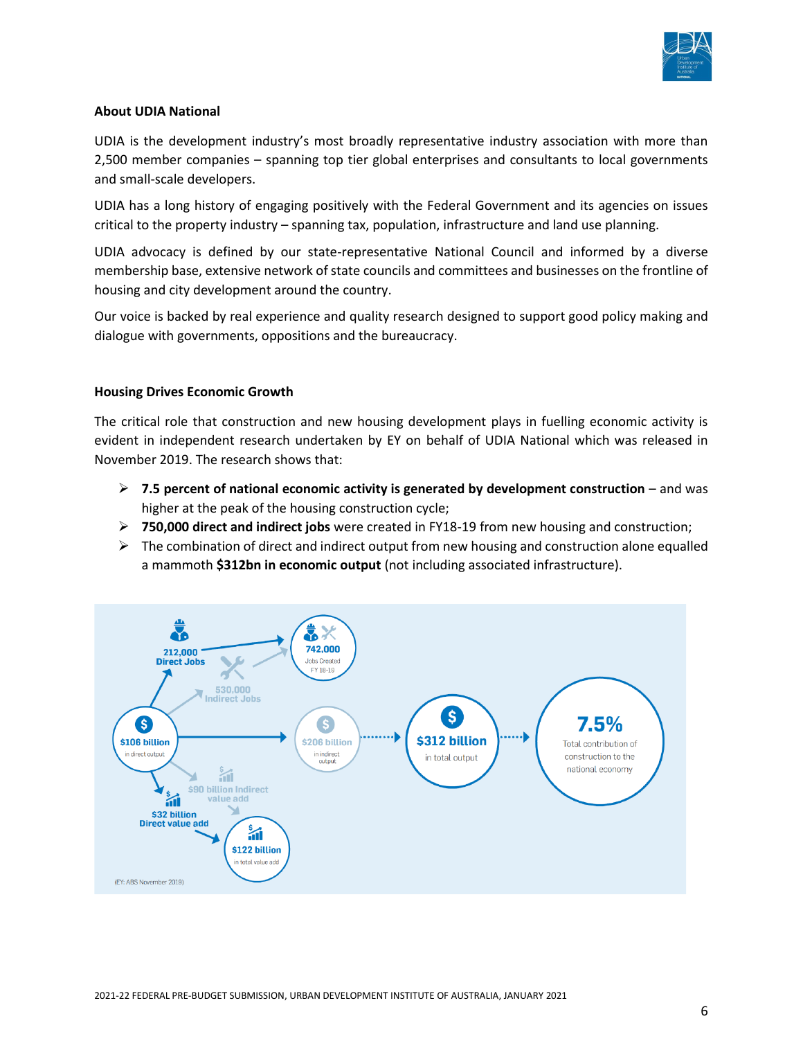### About UDIA National

UDIA is the development industry's most broadly representative industry association with more than 2,500 member companies – spanning top tier global enterprises and consultants to local governments and small-scale developers.

UDIA has a long history of engaging positively with the Federal Government and its agencies on issues critical to the property industry – spanning tax, population, infrastructure and land use planning.

UDIA advocacy is defined by our state-representative National Council and informed by a diverse membership base, extensive network of state councils and committees and businesses on the frontline of housing and city development around the country.

Our voice is backed by real experience and quality research designed to support good policy making and dialogue with governments, oppositions and the bureaucracy.

### Housing Drives Economic Growth

The critical role that construction and new housing development plays in fuelling economic activity is evident in independent research undertaken by EY on behalf of UDIA National which was released in November 2019. The research shows that:

- **7.5 percent of national economic activity is generated by development construction** – and was higher at the peak of the housing construction cycle;
- **750,000 direct and indirect jobs** were created in FY18-19 from new housing and construction;
- The combination of direct and indirect output from new housing and construction alone equalled a mammoth **$312bn in economic output** (not including associated infrastructure).

212,000 Direct Jobs
530,000 Indirect Jobs
742,000 Jobs Created FY 18-19
$106 billion in direct output
$206 billion in indirect output
$312 billion in total output
7.5% Total contribution of construction to the national economy
$32 billion Direct value add
$90 billion Indirect value add
$122 billion in total value add

(EY: ABS November 2019)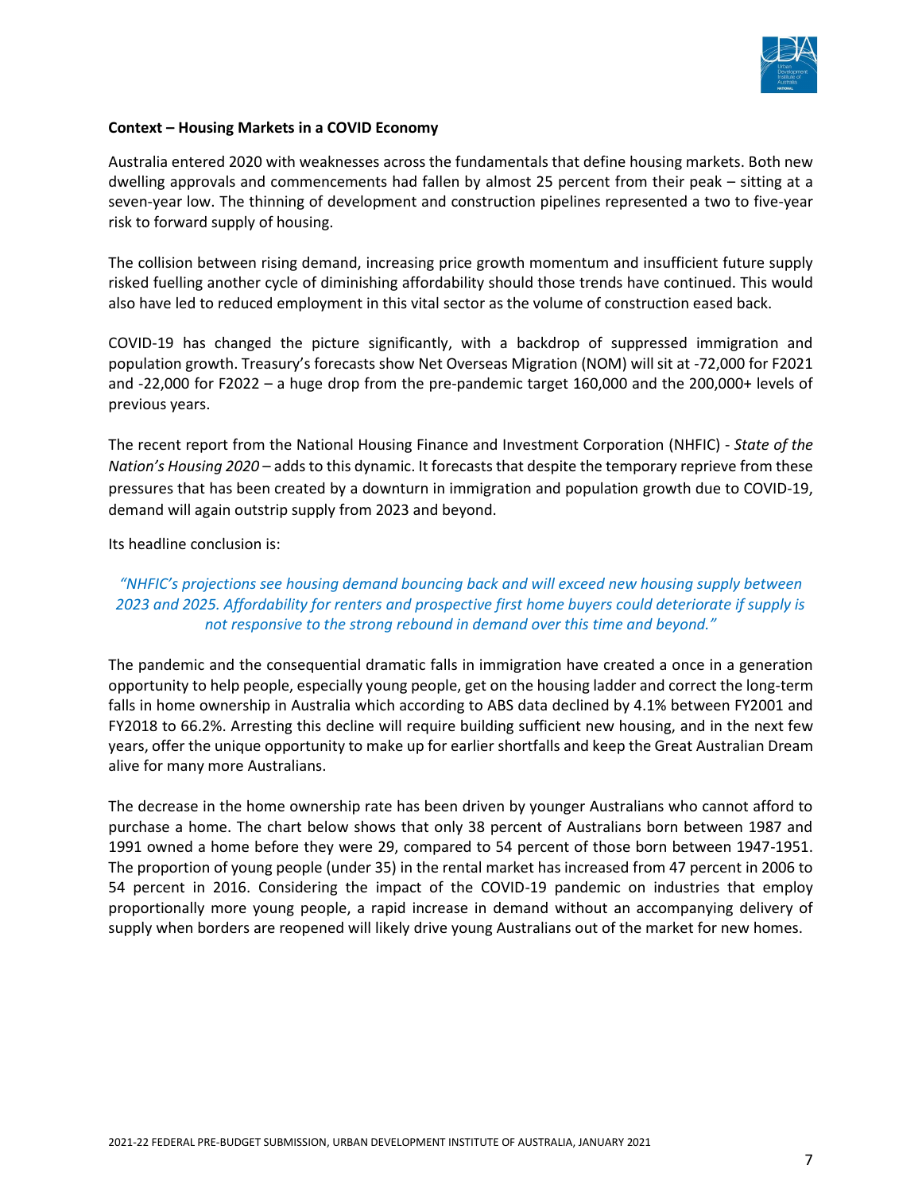**Context – Housing Markets in a COVID Economy**

Australia entered 2020 with weaknesses across the fundamentals that define housing markets. Both new dwelling approvals and commencements had fallen by almost 25 percent from their peak – sitting at a seven-year low. The thinning of development and construction pipelines represented a two to five-year risk to forward supply of housing.

The collision between rising demand, increasing price growth momentum and insufficient future supply risked fuelling another cycle of diminishing affordability should those trends have continued. This would also have led to reduced employment in this vital sector as the volume of construction eased back.

COVID-19 has changed the picture significantly, with a backdrop of suppressed immigration and population growth. Treasury's forecasts show Net Overseas Migration (NOM) will sit at -72,000 for F2021 and -22,000 for F2022 – a huge drop from the pre-pandemic target 160,000 and the 200,000+ levels of previous years.

The recent report from the National Housing Finance and Investment Corporation (NHFIC) - *State of the Nation's Housing 2020* – adds to this dynamic. It forecasts that despite the temporary reprieve from these pressures that has been created by a downturn in immigration and population growth due to COVID-19, demand will again outstrip supply from 2023 and beyond.

Its headline conclusion is:

> *"NHFIC's projections see housing demand bouncing back and will exceed new housing supply between 2023 and 2025. Affordability for renters and prospective first home buyers could deteriorate if supply is not responsive to the strong rebound in demand over this time and beyond."*

The pandemic and the consequential dramatic falls in immigration have created a once in a generation opportunity to help people, especially young people, get on the housing ladder and correct the long-term falls in home ownership in Australia which according to ABS data declined by 4.1% between FY2001 and FY2018 to 66.2%. Arresting this decline will require building sufficient new housing, and in the next few years, offer the unique opportunity to make up for earlier shortfalls and keep the Great Australian Dream alive for many more Australians.

The decrease in the home ownership rate has been driven by younger Australians who cannot afford to purchase a home. The chart below shows that only 38 percent of Australians born between 1987 and 1991 owned a home before they were 29, compared to 54 percent of those born between 1947-1951. The proportion of young people (under 35) in the rental market has increased from 47 percent in 2006 to 54 percent in 2016. Considering the impact of the COVID-19 pandemic on industries that employ proportionally more young people, a rapid increase in demand without an accompanying delivery of supply when borders are reopened will likely drive young Australians out of the market for new homes.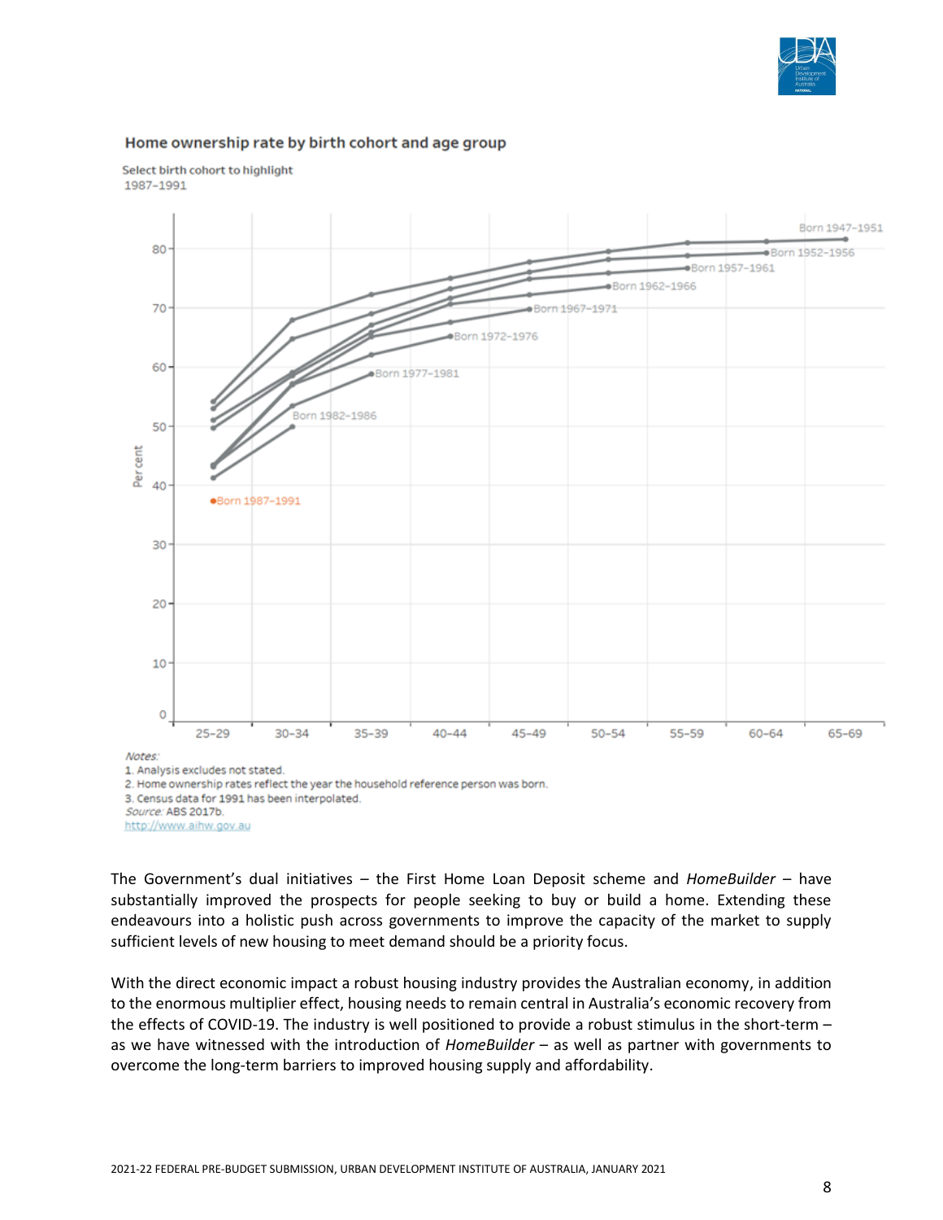**Home ownership rate by birth cohort and age group**

Select birth cohort to highlight
1987–1991

Notes:
1. Analysis excludes not stated.
2. Home ownership rates reflect the year the household reference person was born.
3. Census data for 1991 has been interpolated.
Source: ABS 2017b.
http://www.aihw.gov.au

The Government's dual initiatives – the First Home Loan Deposit scheme and *HomeBuilder* – have substantially improved the prospects for people seeking to buy or build a home. Extending these endeavours into a holistic push across governments to improve the capacity of the market to supply sufficient levels of new housing to meet demand should be a priority focus.

With the direct economic impact a robust housing industry provides the Australian economy, in addition to the enormous multiplier effect, housing needs to remain central in Australia's economic recovery from the effects of COVID-19. The industry is well positioned to provide a robust stimulus in the short-term – as we have witnessed with the introduction of *HomeBuilder* – as well as partner with governments to overcome the long-term barriers to improved housing supply and affordability.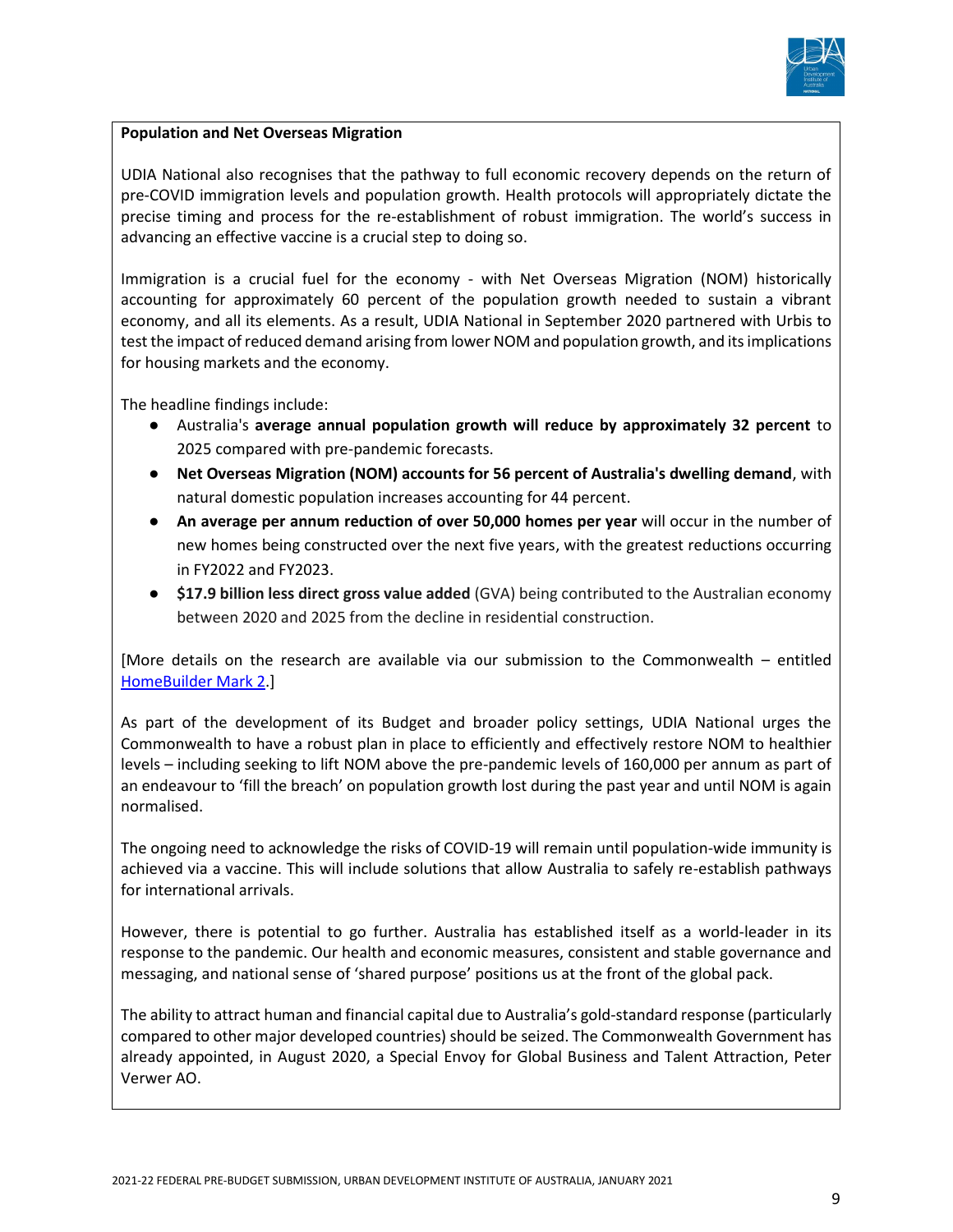**Population and Net Overseas Migration**

UDIA National also recognises that the pathway to full economic recovery depends on the return of pre-COVID immigration levels and population growth. Health protocols will appropriately dictate the precise timing and process for the re-establishment of robust immigration. The world's success in advancing an effective vaccine is a crucial step to doing so.

Immigration is a crucial fuel for the economy - with Net Overseas Migration (NOM) historically accounting for approximately 60 percent of the population growth needed to sustain a vibrant economy, and all its elements. As a result, UDIA National in September 2020 partnered with Urbis to test the impact of reduced demand arising from lower NOM and population growth, and its implications for housing markets and the economy.

The headline findings include:

- Australia's **average annual population growth will reduce by approximately 32 percent** to 2025 compared with pre-pandemic forecasts.
- **Net Overseas Migration (NOM) accounts for 56 percent of Australia's dwelling demand**, with natural domestic population increases accounting for 44 percent.
- **An average per annum reduction of over 50,000 homes per year** will occur in the number of new homes being constructed over the next five years, with the greatest reductions occurring in FY2022 and FY2023.
- **$17.9 billion less direct gross value added** (GVA) being contributed to the Australian economy between 2020 and 2025 from the decline in residential construction.

[More details on the research are available via our submission to the Commonwealth – entitled HomeBuilder Mark 2.]

As part of the development of its Budget and broader policy settings, UDIA National urges the Commonwealth to have a robust plan in place to efficiently and effectively restore NOM to healthier levels – including seeking to lift NOM above the pre-pandemic levels of 160,000 per annum as part of an endeavour to 'fill the breach' on population growth lost during the past year and until NOM is again normalised.

The ongoing need to acknowledge the risks of COVID-19 will remain until population-wide immunity is achieved via a vaccine. This will include solutions that allow Australia to safely re-establish pathways for international arrivals.

However, there is potential to go further. Australia has established itself as a world-leader in its response to the pandemic. Our health and economic measures, consistent and stable governance and messaging, and national sense of 'shared purpose' positions us at the front of the global pack.

The ability to attract human and financial capital due to Australia's gold-standard response (particularly compared to other major developed countries) should be seized. The Commonwealth Government has already appointed, in August 2020, a Special Envoy for Global Business and Talent Attraction, Peter Verwer AO.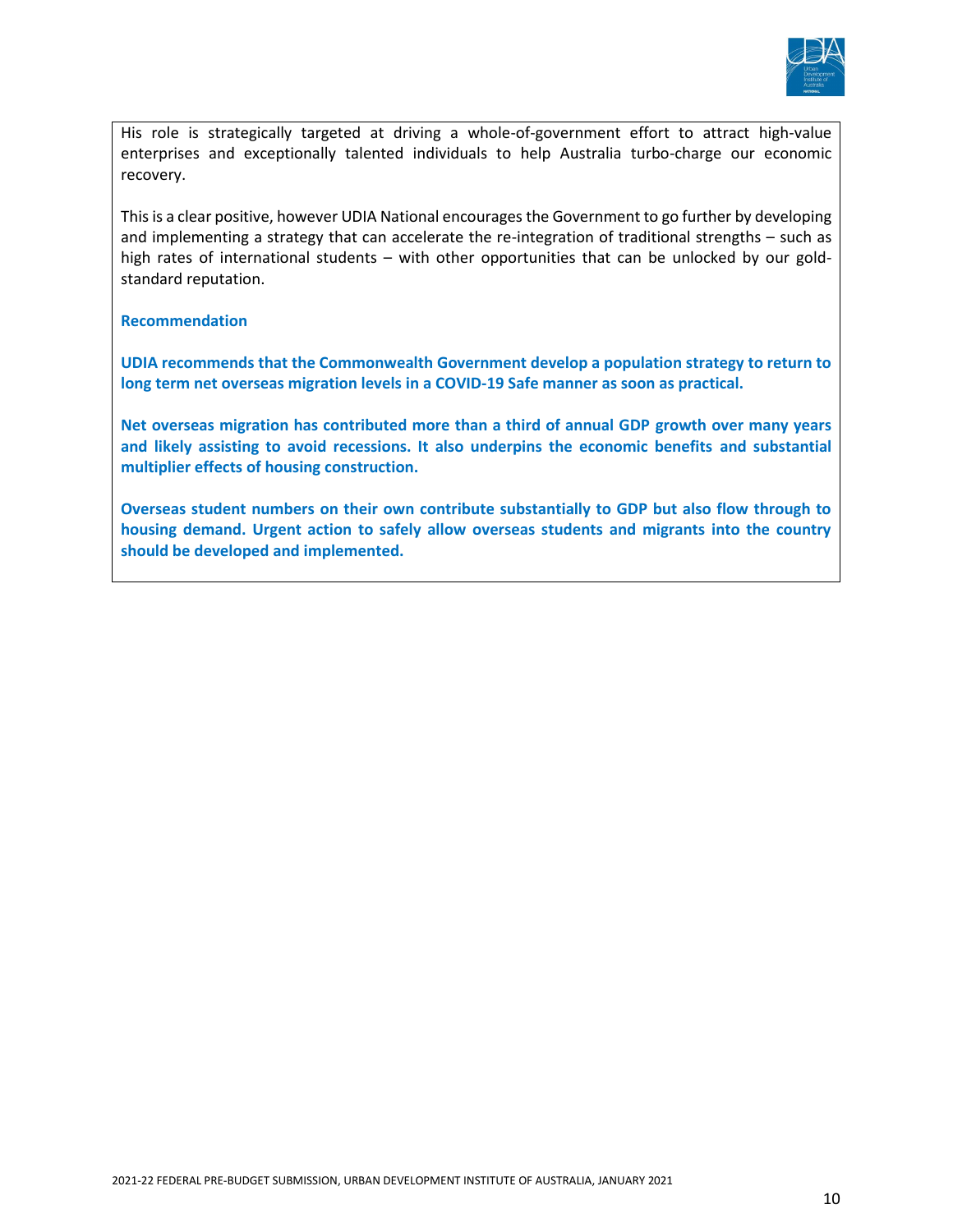His role is strategically targeted at driving a whole-of-government effort to attract high-value enterprises and exceptionally talented individuals to help Australia turbo-charge our economic recovery.

This is a clear positive, however UDIA National encourages the Government to go further by developing and implementing a strategy that can accelerate the re-integration of traditional strengths – such as high rates of international students – with other opportunities that can be unlocked by our gold-standard reputation.

**Recommendation**

**UDIA recommends that the Commonwealth Government develop a population strategy to return to long term net overseas migration levels in a COVID-19 Safe manner as soon as practical.**

**Net overseas migration has contributed more than a third of annual GDP growth over many years and likely assisting to avoid recessions. It also underpins the economic benefits and substantial multiplier effects of housing construction.**

**Overseas student numbers on their own contribute substantially to GDP but also flow through to housing demand. Urgent action to safely allow overseas students and migrants into the country should be developed and implemented.**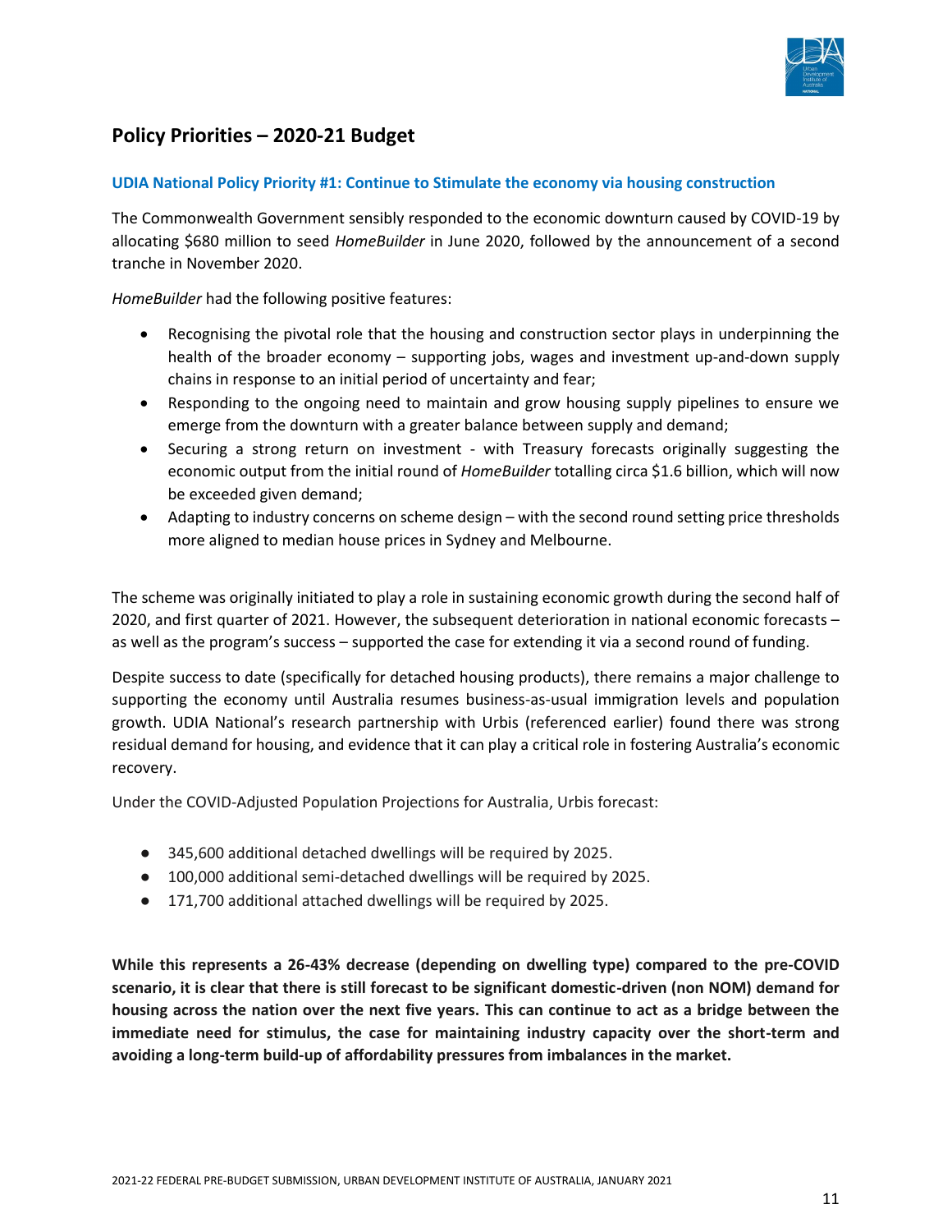## Policy Priorities – 2020-21 Budget

### UDIA National Policy Priority #1: Continue to Stimulate the economy via housing construction

The Commonwealth Government sensibly responded to the economic downturn caused by COVID-19 by allocating $680 million to seed *HomeBuilder* in June 2020, followed by the announcement of a second tranche in November 2020.

*HomeBuilder* had the following positive features:

- Recognising the pivotal role that the housing and construction sector plays in underpinning the health of the broader economy – supporting jobs, wages and investment up-and-down supply chains in response to an initial period of uncertainty and fear;
- Responding to the ongoing need to maintain and grow housing supply pipelines to ensure we emerge from the downturn with a greater balance between supply and demand;
- Securing a strong return on investment - with Treasury forecasts originally suggesting the economic output from the initial round of *HomeBuilder* totalling circa $1.6 billion, which will now be exceeded given demand;
- Adapting to industry concerns on scheme design – with the second round setting price thresholds more aligned to median house prices in Sydney and Melbourne.

The scheme was originally initiated to play a role in sustaining economic growth during the second half of 2020, and first quarter of 2021. However, the subsequent deterioration in national economic forecasts – as well as the program's success – supported the case for extending it via a second round of funding.

Despite success to date (specifically for detached housing products), there remains a major challenge to supporting the economy until Australia resumes business-as-usual immigration levels and population growth. UDIA National's research partnership with Urbis (referenced earlier) found there was strong residual demand for housing, and evidence that it can play a critical role in fostering Australia's economic recovery.

Under the COVID-Adjusted Population Projections for Australia, Urbis forecast:

- 345,600 additional detached dwellings will be required by 2025.
- 100,000 additional semi-detached dwellings will be required by 2025.
- 171,700 additional attached dwellings will be required by 2025.

**While this represents a 26-43% decrease (depending on dwelling type) compared to the pre-COVID scenario, it is clear that there is still forecast to be significant domestic-driven (non NOM) demand for housing across the nation over the next five years. This can continue to act as a bridge between the immediate need for stimulus, the case for maintaining industry capacity over the short-term and avoiding a long-term build-up of affordability pressures from imbalances in the market.**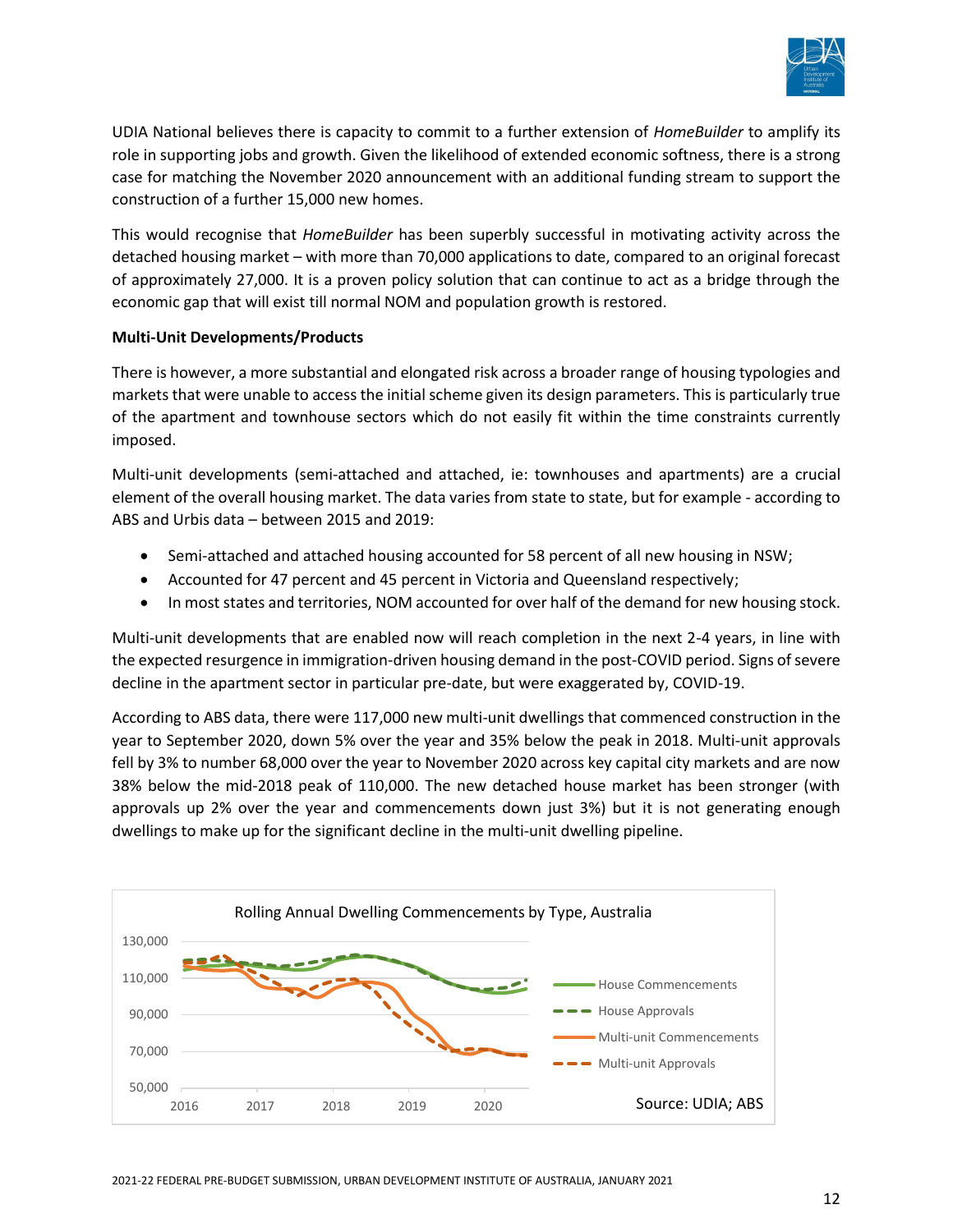UDIA National believes there is capacity to commit to a further extension of *HomeBuilder* to amplify its role in supporting jobs and growth. Given the likelihood of extended economic softness, there is a strong case for matching the November 2020 announcement with an additional funding stream to support the construction of a further 15,000 new homes.

This would recognise that *HomeBuilder* has been superbly successful in motivating activity across the detached housing market – with more than 70,000 applications to date, compared to an original forecast of approximately 27,000. It is a proven policy solution that can continue to act as a bridge through the economic gap that will exist till normal NOM and population growth is restored.

**Multi-Unit Developments/Products**

There is however, a more substantial and elongated risk across a broader range of housing typologies and markets that were unable to access the initial scheme given its design parameters. This is particularly true of the apartment and townhouse sectors which do not easily fit within the time constraints currently imposed.

Multi-unit developments (semi-attached and attached, ie: townhouses and apartments) are a crucial element of the overall housing market. The data varies from state to state, but for example - according to ABS and Urbis data – between 2015 and 2019:

- Semi-attached and attached housing accounted for 58 percent of all new housing in NSW;
- Accounted for 47 percent and 45 percent in Victoria and Queensland respectively;
- In most states and territories, NOM accounted for over half of the demand for new housing stock.

Multi-unit developments that are enabled now will reach completion in the next 2-4 years, in line with the expected resurgence in immigration-driven housing demand in the post-COVID period. Signs of severe decline in the apartment sector in particular pre-date, but were exaggerated by, COVID-19.

According to ABS data, there were 117,000 new multi-unit dwellings that commenced construction in the year to September 2020, down 5% over the year and 35% below the peak in 2018. Multi-unit approvals fell by 3% to number 68,000 over the year to November 2020 across key capital city markets and are now 38% below the mid-2018 peak of 110,000. The new detached house market has been stronger (with approvals up 2% over the year and commencements down just 3%) but it is not generating enough dwellings to make up for the significant decline in the multi-unit dwelling pipeline.

Rolling Annual Dwelling Commencements by Type, Australia

Source: UDIA; ABS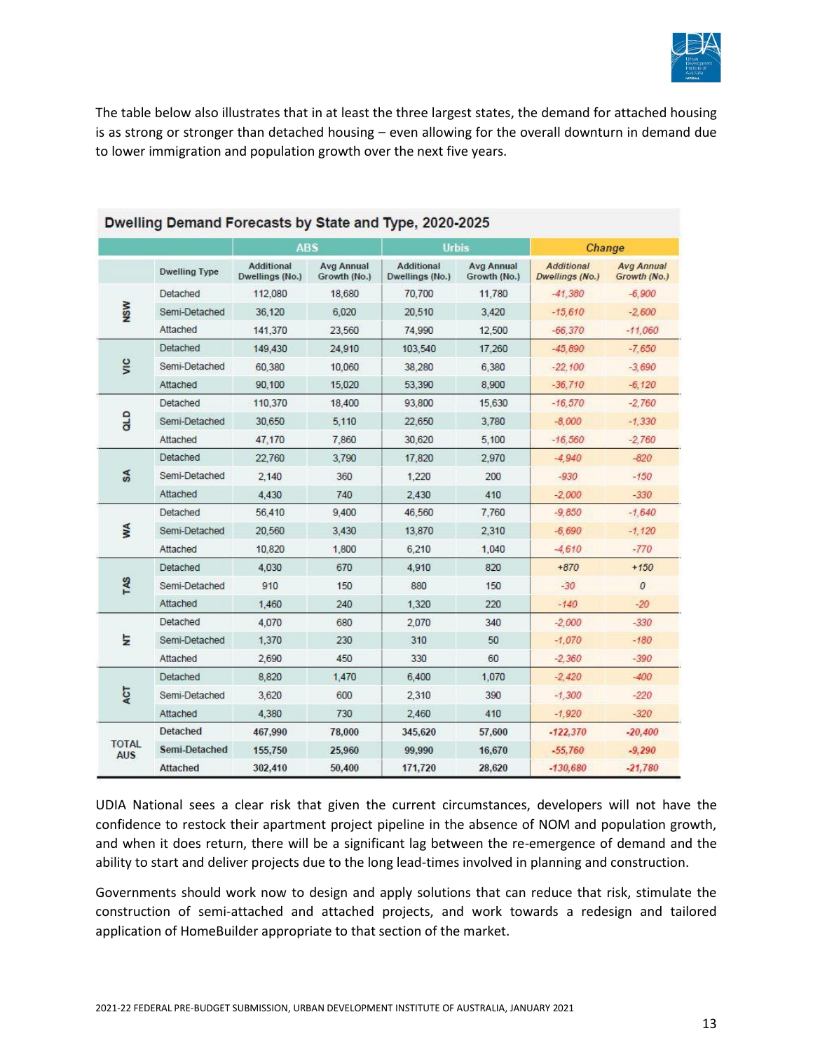The table below also illustrates that in at least the three largest states, the demand for attached housing is as strong or stronger than detached housing – even allowing for the overall downturn in demand due to lower immigration and population growth over the next five years.

**Dwelling Demand Forecasts by State and Type, 2020-2025**

| | | ABS | | Urbis | | Change | |
|---|---|---|---|---|---|---|---|
| | Dwelling Type | Additional Dwellings (No.) | Avg Annual Growth (No.) | Additional Dwellings (No.) | Avg Annual Growth (No.) | Additional Dwellings (No.) | Avg Annual Growth (No.) |
| NSW | Detached | 112,080 | 18,680 | 70,700 | 11,780 | -41,380 | -6,900 |
| | Semi-Detached | 36,120 | 6,020 | 20,510 | 3,420 | -15,610 | -2,600 |
| | Attached | 141,370 | 23,560 | 74,990 | 12,500 | -66,370 | -11,060 |
| VIC | Detached | 149,430 | 24,910 | 103,540 | 17,260 | -45,890 | -7,650 |
| | Semi-Detached | 60,380 | 10,060 | 38,280 | 6,380 | -22,100 | -3,690 |
| | Attached | 90,100 | 15,020 | 53,390 | 8,900 | -36,710 | -6,120 |
| QLD | Detached | 110,370 | 18,400 | 93,800 | 15,630 | -16,570 | -2,760 |
| | Semi-Detached | 30,650 | 5,110 | 22,650 | 3,780 | -8,000 | -1,330 |
| | Attached | 47,170 | 7,860 | 30,620 | 5,100 | -16,560 | -2,760 |
| SA | Detached | 22,760 | 3,790 | 17,820 | 2,970 | -4,940 | -820 |
| | Semi-Detached | 2,140 | 360 | 1,220 | 200 | -930 | -150 |
| | Attached | 4,430 | 740 | 2,430 | 410 | -2,000 | -330 |
| WA | Detached | 56,410 | 9,400 | 46,560 | 7,760 | -9,850 | -1,640 |
| | Semi-Detached | 20,560 | 3,430 | 13,870 | 2,310 | -6,690 | -1,120 |
| | Attached | 10,820 | 1,800 | 6,210 | 1,040 | -4,610 | -770 |
| TAS | Detached | 4,030 | 670 | 4,910 | 820 | +870 | +150 |
| | Semi-Detached | 910 | 150 | 880 | 150 | -30 | 0 |
| | Attached | 1,460 | 240 | 1,320 | 220 | -140 | -20 |
| NT | Detached | 4,070 | 680 | 2,070 | 340 | -2,000 | -330 |
| | Semi-Detached | 1,370 | 230 | 310 | 50 | -1,070 | -180 |
| | Attached | 2,690 | 450 | 330 | 60 | -2,360 | -390 |
| ACT | Detached | 8,820 | 1,470 | 6,400 | 1,070 | -2,420 | -400 |
| | Semi-Detached | 3,620 | 600 | 2,310 | 390 | -1,300 | -220 |
| | Attached | 4,380 | 730 | 2,460 | 410 | -1,920 | -320 |
| TOTAL AUS | Detached | 467,990 | 78,000 | 345,620 | 57,600 | -122,370 | -20,400 |
| | Semi-Detached | 155,750 | 25,960 | 99,990 | 16,670 | -55,760 | -9,290 |
| | Attached | 302,410 | 50,400 | 171,720 | 28,620 | -130,680 | -21,780 |

UDIA National sees a clear risk that given the current circumstances, developers will not have the confidence to restock their apartment project pipeline in the absence of NOM and population growth, and when it does return, there will be a significant lag between the re-emergence of demand and the ability to start and deliver projects due to the long lead-times involved in planning and construction.

Governments should work now to design and apply solutions that can reduce that risk, stimulate the construction of semi-attached and attached projects, and work towards a redesign and tailored application of HomeBuilder appropriate to that section of the market.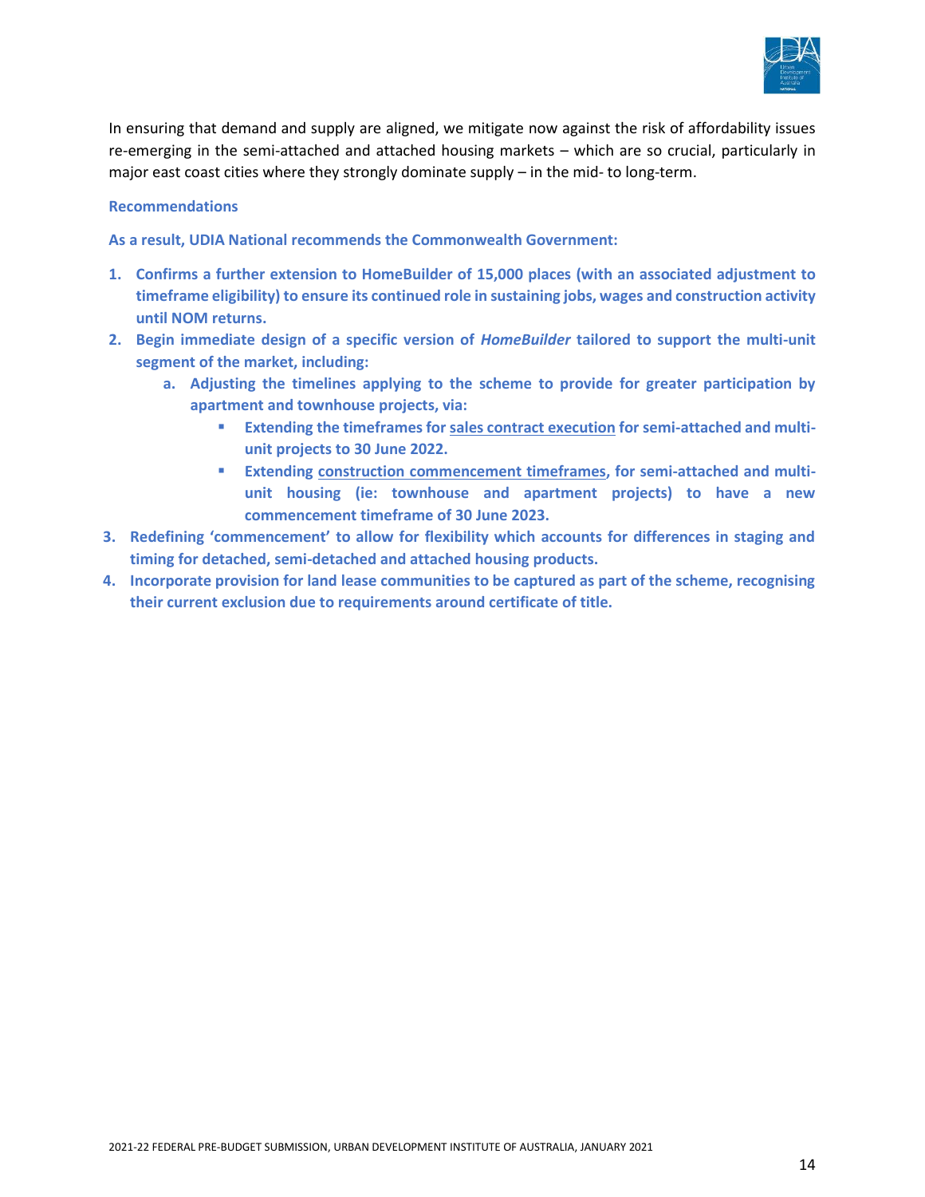In ensuring that demand and supply are aligned, we mitigate now against the risk of affordability issues re-emerging in the semi-attached and attached housing markets – which are so crucial, particularly in major east coast cities where they strongly dominate supply – in the mid- to long-term.

**Recommendations**

**As a result, UDIA National recommends the Commonwealth Government:**

1. **Confirms a further extension to HomeBuilder of 15,000 places (with an associated adjustment to timeframe eligibility) to ensure its continued role in sustaining jobs, wages and construction activity until NOM returns.**
2. **Begin immediate design of a specific version of *HomeBuilder* tailored to support the multi-unit segment of the market, including:**
   a. **Adjusting the timelines applying to the scheme to provide for greater participation by apartment and townhouse projects, via:**
      - **Extending the timeframes for <u>sales contract execution</u> for semi-attached and multi-unit projects to 30 June 2022.**
      - **Extending <u>construction commencement timeframes</u>, for semi-attached and multi-unit housing (ie: townhouse and apartment projects) to have a new commencement timeframe of 30 June 2023.**
3. **Redefining 'commencement' to allow for flexibility which accounts for differences in staging and timing for detached, semi-detached and attached housing products.**
4. **Incorporate provision for land lease communities to be captured as part of the scheme, recognising their current exclusion due to requirements around certificate of title.**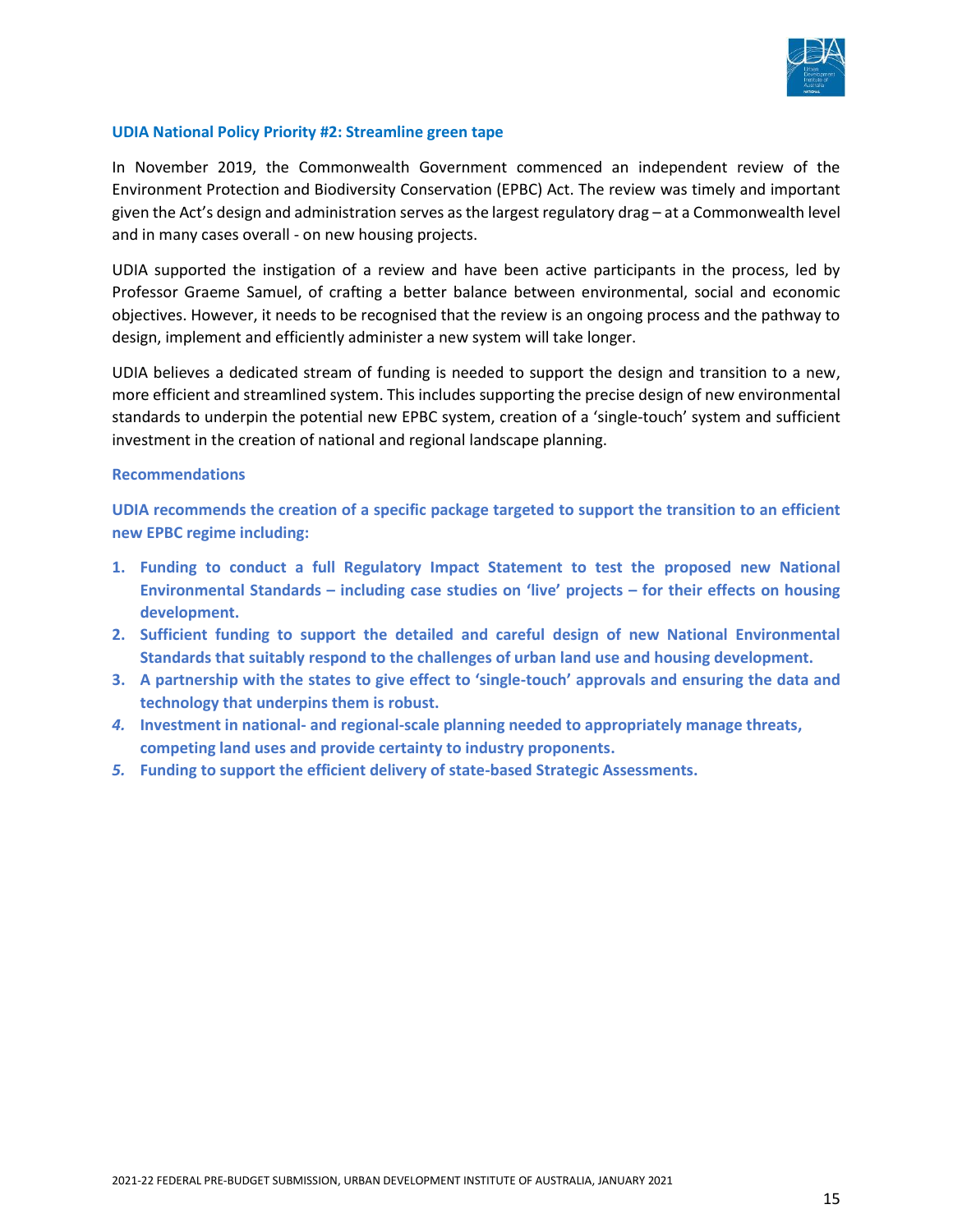### UDIA National Policy Priority #2: Streamline green tape

In November 2019, the Commonwealth Government commenced an independent review of the Environment Protection and Biodiversity Conservation (EPBC) Act. The review was timely and important given the Act's design and administration serves as the largest regulatory drag – at a Commonwealth level and in many cases overall - on new housing projects.

UDIA supported the instigation of a review and have been active participants in the process, led by Professor Graeme Samuel, of crafting a better balance between environmental, social and economic objectives. However, it needs to be recognised that the review is an ongoing process and the pathway to design, implement and efficiently administer a new system will take longer.

UDIA believes a dedicated stream of funding is needed to support the design and transition to a new, more efficient and streamlined system. This includes supporting the precise design of new environmental standards to underpin the potential new EPBC system, creation of a 'single-touch' system and sufficient investment in the creation of national and regional landscape planning.

#### Recommendations

**UDIA recommends the creation of a specific package targeted to support the transition to an efficient new EPBC regime including:**

1. **Funding to conduct a full Regulatory Impact Statement to test the proposed new National Environmental Standards – including case studies on 'live' projects – for their effects on housing development.**
2. **Sufficient funding to support the detailed and careful design of new National Environmental Standards that suitably respond to the challenges of urban land use and housing development.**
3. **A partnership with the states to give effect to 'single-touch' approvals and ensuring the data and technology that underpins them is robust.**
4. **Investment in national- and regional-scale planning needed to appropriately manage threats, competing land uses and provide certainty to industry proponents.**
5. **Funding to support the efficient delivery of state-based Strategic Assessments.**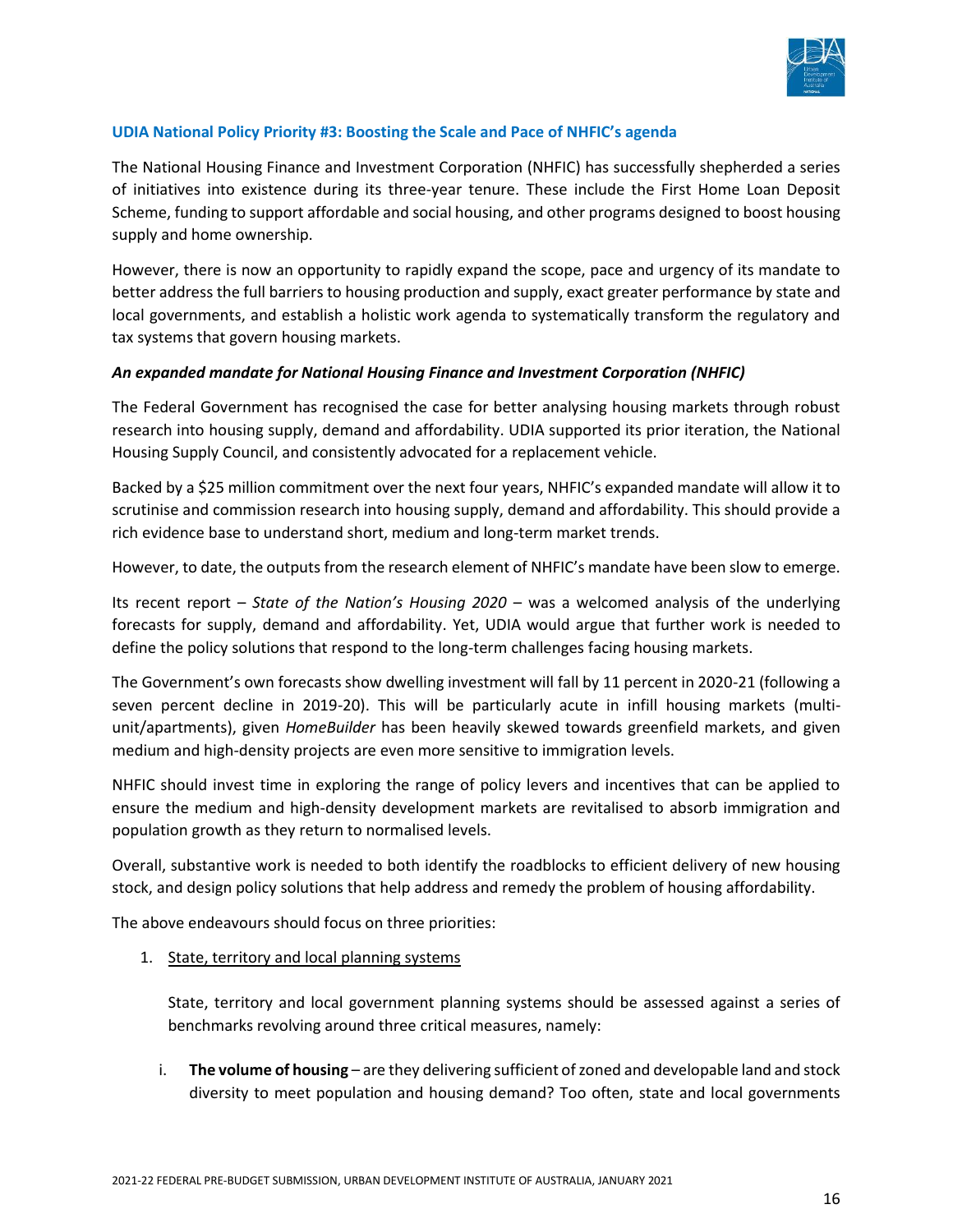### UDIA National Policy Priority #3: Boosting the Scale and Pace of NHFIC's agenda

The National Housing Finance and Investment Corporation (NHFIC) has successfully shepherded a series of initiatives into existence during its three-year tenure. These include the First Home Loan Deposit Scheme, funding to support affordable and social housing, and other programs designed to boost housing supply and home ownership.

However, there is now an opportunity to rapidly expand the scope, pace and urgency of its mandate to better address the full barriers to housing production and supply, exact greater performance by state and local governments, and establish a holistic work agenda to systematically transform the regulatory and tax systems that govern housing markets.

#### *An expanded mandate for National Housing Finance and Investment Corporation (NHFIC)*

The Federal Government has recognised the case for better analysing housing markets through robust research into housing supply, demand and affordability. UDIA supported its prior iteration, the National Housing Supply Council, and consistently advocated for a replacement vehicle.

Backed by a $25 million commitment over the next four years, NHFIC's expanded mandate will allow it to scrutinise and commission research into housing supply, demand and affordability. This should provide a rich evidence base to understand short, medium and long-term market trends.

However, to date, the outputs from the research element of NHFIC's mandate have been slow to emerge.

Its recent report – *State of the Nation's Housing 2020* – was a welcomed analysis of the underlying forecasts for supply, demand and affordability. Yet, UDIA would argue that further work is needed to define the policy solutions that respond to the long-term challenges facing housing markets.

The Government's own forecasts show dwelling investment will fall by 11 percent in 2020-21 (following a seven percent decline in 2019-20). This will be particularly acute in infill housing markets (multi-unit/apartments), given *HomeBuilder* has been heavily skewed towards greenfield markets, and given medium and high-density projects are even more sensitive to immigration levels.

NHFIC should invest time in exploring the range of policy levers and incentives that can be applied to ensure the medium and high-density development markets are revitalised to absorb immigration and population growth as they return to normalised levels.

Overall, substantive work is needed to both identify the roadblocks to efficient delivery of new housing stock, and design policy solutions that help address and remedy the problem of housing affordability.

The above endeavours should focus on three priorities:

1. <u>State, territory and local planning systems</u>

   State, territory and local government planning systems should be assessed against a series of benchmarks revolving around three critical measures, namely:

   i. **The volume of housing** – are they delivering sufficient of zoned and developable land and stock diversity to meet population and housing demand? Too often, state and local governments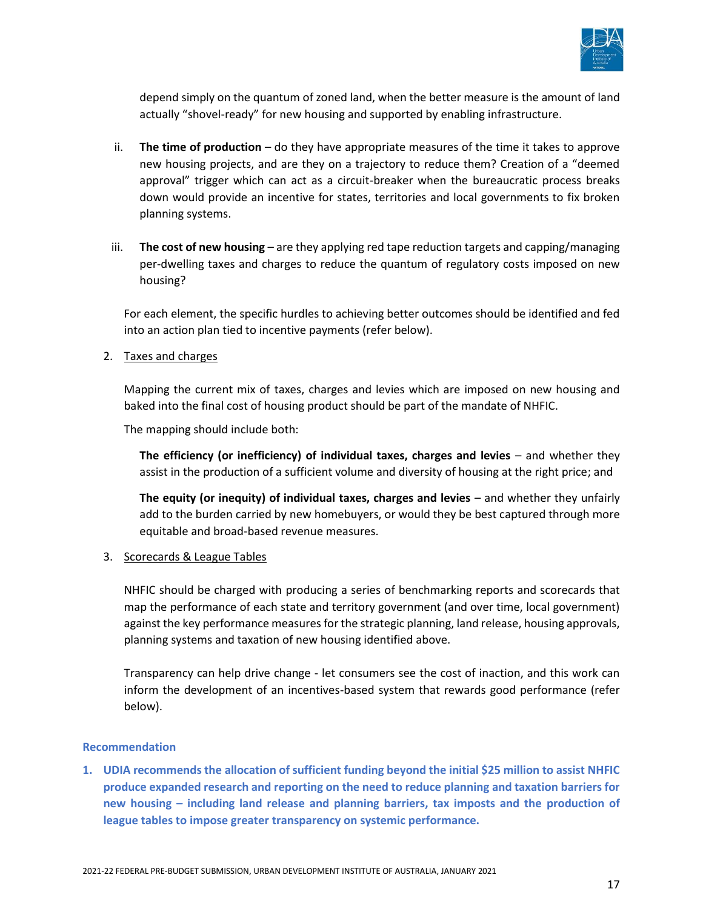depend simply on the quantum of zoned land, when the better measure is the amount of land actually "shovel-ready" for new housing and supported by enabling infrastructure.

ii. **The time of production** – do they have appropriate measures of the time it takes to approve new housing projects, and are they on a trajectory to reduce them? Creation of a "deemed approval" trigger which can act as a circuit-breaker when the bureaucratic process breaks down would provide an incentive for states, territories and local governments to fix broken planning systems.

iii. **The cost of new housing** – are they applying red tape reduction targets and capping/managing per-dwelling taxes and charges to reduce the quantum of regulatory costs imposed on new housing?

For each element, the specific hurdles to achieving better outcomes should be identified and fed into an action plan tied to incentive payments (refer below).

2. Taxes and charges

Mapping the current mix of taxes, charges and levies which are imposed on new housing and baked into the final cost of housing product should be part of the mandate of NHFIC.

The mapping should include both:

**The efficiency (or inefficiency) of individual taxes, charges and levies** – and whether they assist in the production of a sufficient volume and diversity of housing at the right price; and

**The equity (or inequity) of individual taxes, charges and levies** – and whether they unfairly add to the burden carried by new homebuyers, or would they be best captured through more equitable and broad-based revenue measures.

3. Scorecards & League Tables

NHFIC should be charged with producing a series of benchmarking reports and scorecards that map the performance of each state and territory government (and over time, local government) against the key performance measures for the strategic planning, land release, housing approvals, planning systems and taxation of new housing identified above.

Transparency can help drive change - let consumers see the cost of inaction, and this work can inform the development of an incentives-based system that rewards good performance (refer below).

**Recommendation**

1. **UDIA recommends the allocation of sufficient funding beyond the initial $25 million to assist NHFIC produce expanded research and reporting on the need to reduce planning and taxation barriers for new housing – including land release and planning barriers, tax imposts and the production of league tables to impose greater transparency on systemic performance.**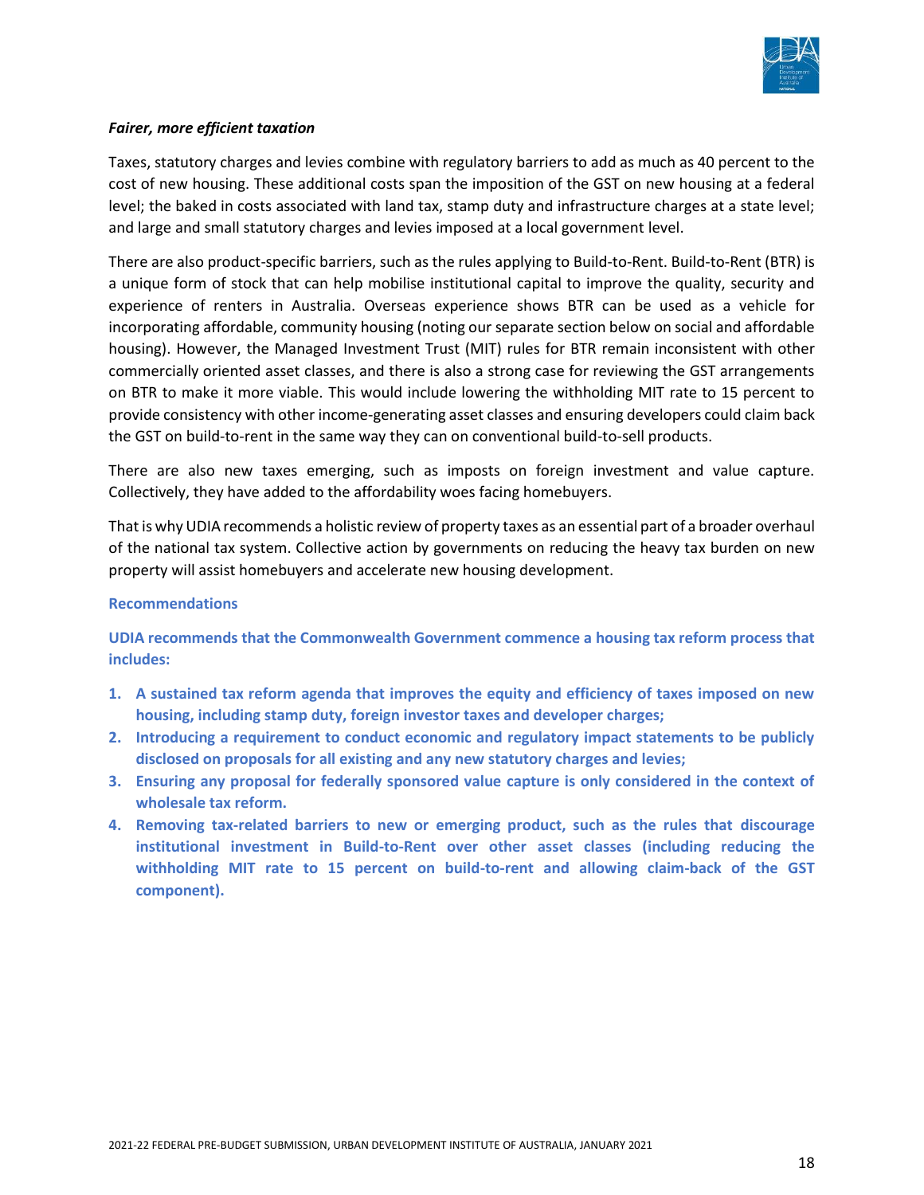***Fairer, more efficient taxation***

Taxes, statutory charges and levies combine with regulatory barriers to add as much as 40 percent to the cost of new housing. These additional costs span the imposition of the GST on new housing at a federal level; the baked in costs associated with land tax, stamp duty and infrastructure charges at a state level; and large and small statutory charges and levies imposed at a local government level.

There are also product-specific barriers, such as the rules applying to Build-to-Rent. Build-to-Rent (BTR) is a unique form of stock that can help mobilise institutional capital to improve the quality, security and experience of renters in Australia. Overseas experience shows BTR can be used as a vehicle for incorporating affordable, community housing (noting our separate section below on social and affordable housing). However, the Managed Investment Trust (MIT) rules for BTR remain inconsistent with other commercially oriented asset classes, and there is also a strong case for reviewing the GST arrangements on BTR to make it more viable. This would include lowering the withholding MIT rate to 15 percent to provide consistency with other income-generating asset classes and ensuring developers could claim back the GST on build-to-rent in the same way they can on conventional build-to-sell products.

There are also new taxes emerging, such as imposts on foreign investment and value capture. Collectively, they have added to the affordability woes facing homebuyers.

That is why UDIA recommends a holistic review of property taxes as an essential part of a broader overhaul of the national tax system. Collective action by governments on reducing the heavy tax burden on new property will assist homebuyers and accelerate new housing development.

**Recommendations**

**UDIA recommends that the Commonwealth Government commence a housing tax reform process that includes:**

1. **A sustained tax reform agenda that improves the equity and efficiency of taxes imposed on new housing, including stamp duty, foreign investor taxes and developer charges;**
2. **Introducing a requirement to conduct economic and regulatory impact statements to be publicly disclosed on proposals for all existing and any new statutory charges and levies;**
3. **Ensuring any proposal for federally sponsored value capture is only considered in the context of wholesale tax reform.**
4. **Removing tax-related barriers to new or emerging product, such as the rules that discourage institutional investment in Build-to-Rent over other asset classes (including reducing the withholding MIT rate to 15 percent on build-to-rent and allowing claim-back of the GST component).**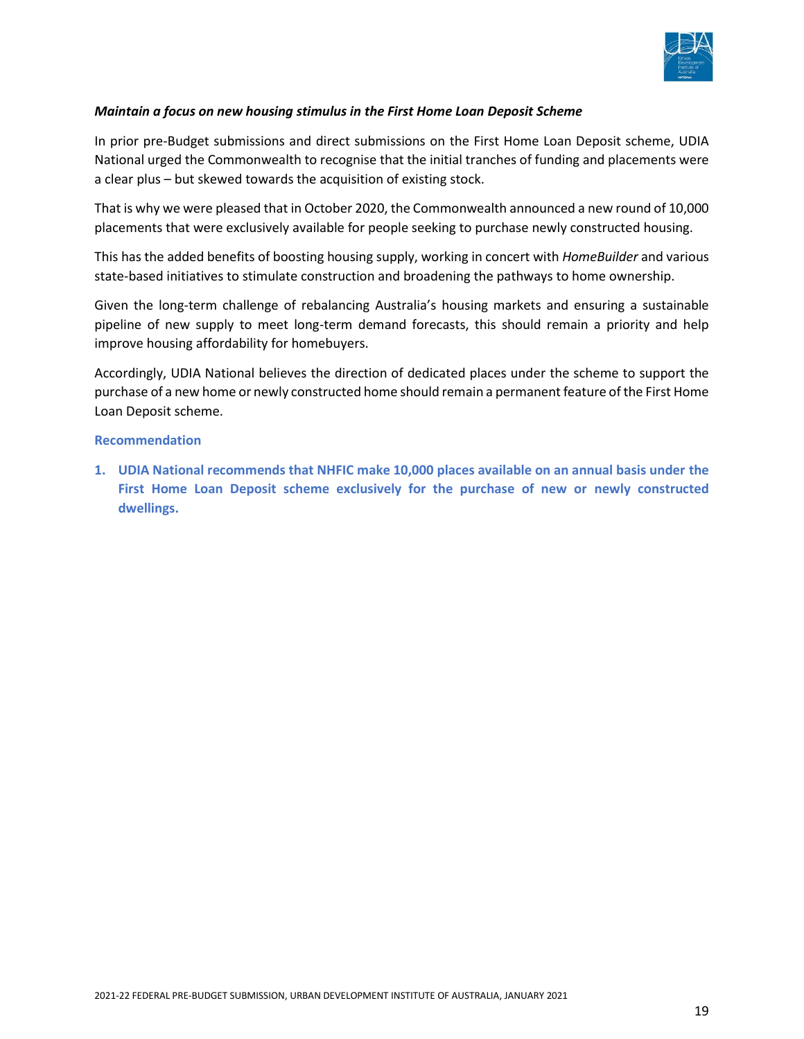***Maintain a focus on new housing stimulus in the First Home Loan Deposit Scheme***

In prior pre-Budget submissions and direct submissions on the First Home Loan Deposit scheme, UDIA National urged the Commonwealth to recognise that the initial tranches of funding and placements were a clear plus – but skewed towards the acquisition of existing stock.

That is why we were pleased that in October 2020, the Commonwealth announced a new round of 10,000 placements that were exclusively available for people seeking to purchase newly constructed housing.

This has the added benefits of boosting housing supply, working in concert with *HomeBuilder* and various state-based initiatives to stimulate construction and broadening the pathways to home ownership.

Given the long-term challenge of rebalancing Australia's housing markets and ensuring a sustainable pipeline of new supply to meet long-term demand forecasts, this should remain a priority and help improve housing affordability for homebuyers.

Accordingly, UDIA National believes the direction of dedicated places under the scheme to support the purchase of a new home or newly constructed home should remain a permanent feature of the First Home Loan Deposit scheme.

**Recommendation**

1. **UDIA National recommends that NHFIC make 10,000 places available on an annual basis under the First Home Loan Deposit scheme exclusively for the purchase of new or newly constructed dwellings.**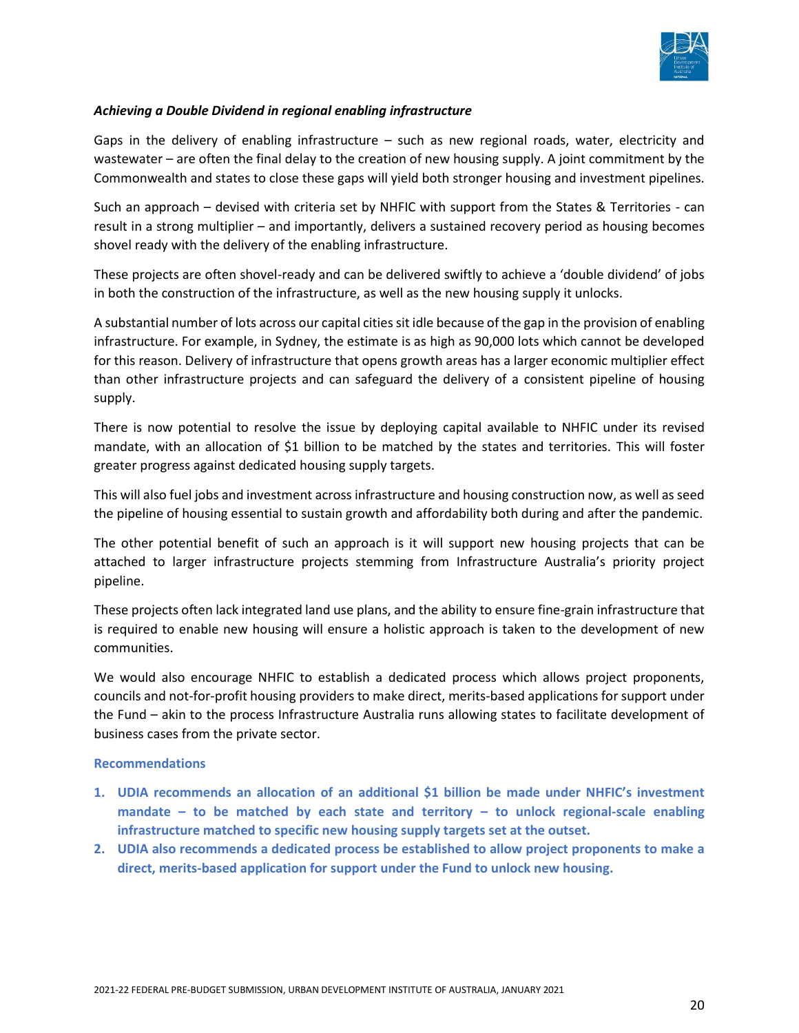***Achieving a Double Dividend in regional enabling infrastructure***

Gaps in the delivery of enabling infrastructure – such as new regional roads, water, electricity and wastewater – are often the final delay to the creation of new housing supply. A joint commitment by the Commonwealth and states to close these gaps will yield both stronger housing and investment pipelines.

Such an approach – devised with criteria set by NHFIC with support from the States & Territories - can result in a strong multiplier – and importantly, delivers a sustained recovery period as housing becomes shovel ready with the delivery of the enabling infrastructure.

These projects are often shovel-ready and can be delivered swiftly to achieve a 'double dividend' of jobs in both the construction of the infrastructure, as well as the new housing supply it unlocks.

A substantial number of lots across our capital cities sit idle because of the gap in the provision of enabling infrastructure. For example, in Sydney, the estimate is as high as 90,000 lots which cannot be developed for this reason. Delivery of infrastructure that opens growth areas has a larger economic multiplier effect than other infrastructure projects and can safeguard the delivery of a consistent pipeline of housing supply.

There is now potential to resolve the issue by deploying capital available to NHFIC under its revised mandate, with an allocation of $1 billion to be matched by the states and territories. This will foster greater progress against dedicated housing supply targets.

This will also fuel jobs and investment across infrastructure and housing construction now, as well as seed the pipeline of housing essential to sustain growth and affordability both during and after the pandemic.

The other potential benefit of such an approach is it will support new housing projects that can be attached to larger infrastructure projects stemming from Infrastructure Australia's priority project pipeline.

These projects often lack integrated land use plans, and the ability to ensure fine-grain infrastructure that is required to enable new housing will ensure a holistic approach is taken to the development of new communities.

We would also encourage NHFIC to establish a dedicated process which allows project proponents, councils and not-for-profit housing providers to make direct, merits-based applications for support under the Fund – akin to the process Infrastructure Australia runs allowing states to facilitate development of business cases from the private sector.

**Recommendations**

1. **UDIA recommends an allocation of an additional $1 billion be made under NHFIC's investment mandate – to be matched by each state and territory – to unlock regional-scale enabling infrastructure matched to specific new housing supply targets set at the outset.**
2. **UDIA also recommends a dedicated process be established to allow project proponents to make a direct, merits-based application for support under the Fund to unlock new housing.**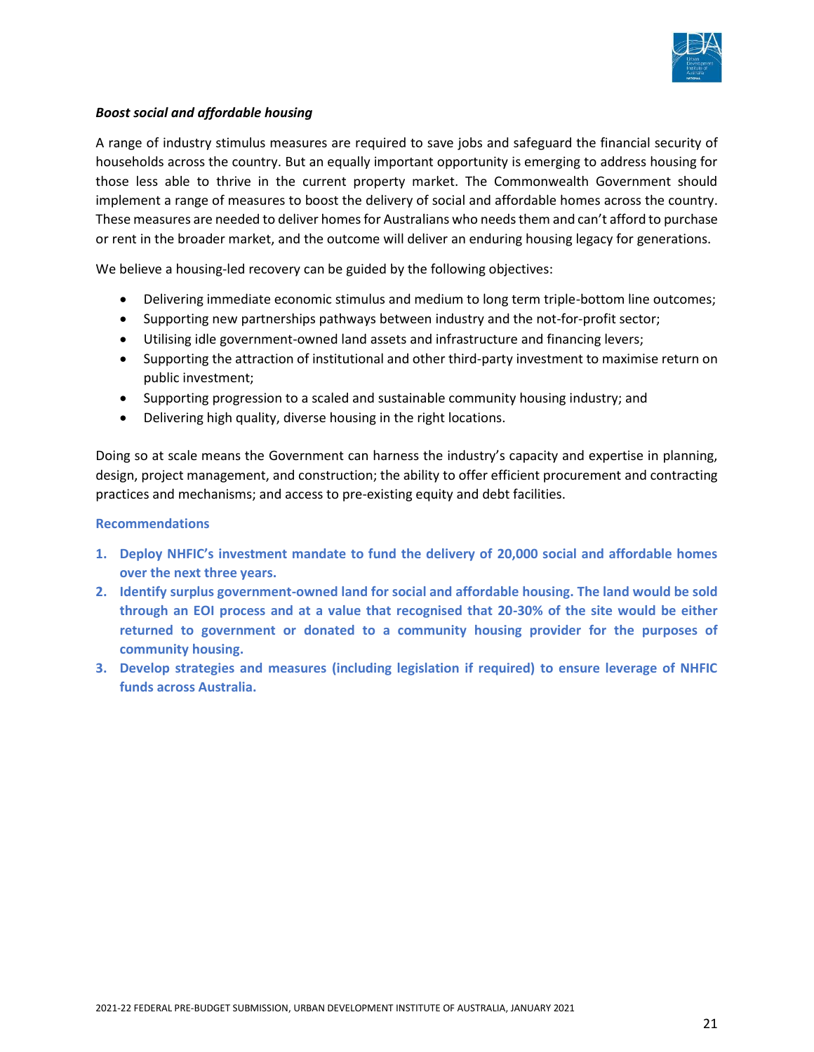***Boost social and affordable housing***

A range of industry stimulus measures are required to save jobs and safeguard the financial security of households across the country. But an equally important opportunity is emerging to address housing for those less able to thrive in the current property market. The Commonwealth Government should implement a range of measures to boost the delivery of social and affordable homes across the country. These measures are needed to deliver homes for Australians who needs them and can't afford to purchase or rent in the broader market, and the outcome will deliver an enduring housing legacy for generations.

We believe a housing-led recovery can be guided by the following objectives:

- Delivering immediate economic stimulus and medium to long term triple-bottom line outcomes;
- Supporting new partnerships pathways between industry and the not-for-profit sector;
- Utilising idle government-owned land assets and infrastructure and financing levers;
- Supporting the attraction of institutional and other third-party investment to maximise return on public investment;
- Supporting progression to a scaled and sustainable community housing industry; and
- Delivering high quality, diverse housing in the right locations.

Doing so at scale means the Government can harness the industry's capacity and expertise in planning, design, project management, and construction; the ability to offer efficient procurement and contracting practices and mechanisms; and access to pre-existing equity and debt facilities.

**Recommendations**

1. **Deploy NHFIC's investment mandate to fund the delivery of 20,000 social and affordable homes over the next three years.**
2. **Identify surplus government-owned land for social and affordable housing. The land would be sold through an EOI process and at a value that recognised that 20-30% of the site would be either returned to government or donated to a community housing provider for the purposes of community housing.**
3. **Develop strategies and measures (including legislation if required) to ensure leverage of NHFIC funds across Australia.**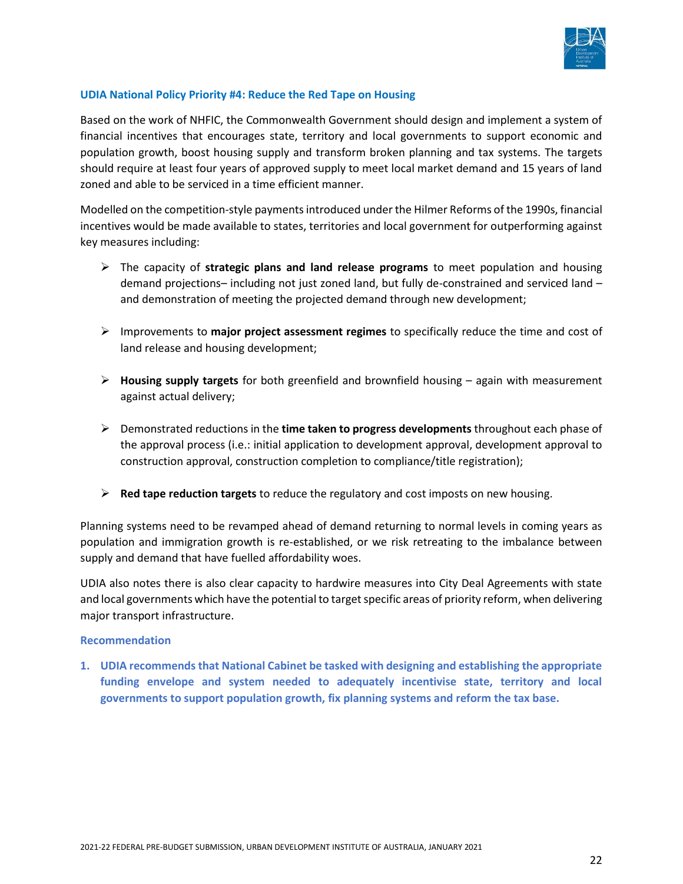### UDIA National Policy Priority #4: Reduce the Red Tape on Housing

Based on the work of NHFIC, the Commonwealth Government should design and implement a system of financial incentives that encourages state, territory and local governments to support economic and population growth, boost housing supply and transform broken planning and tax systems. The targets should require at least four years of approved supply to meet local market demand and 15 years of land zoned and able to be serviced in a time efficient manner.

Modelled on the competition-style payments introduced under the Hilmer Reforms of the 1990s, financial incentives would be made available to states, territories and local government for outperforming against key measures including:

- The capacity of **strategic plans and land release programs** to meet population and housing demand projections– including not just zoned land, but fully de-constrained and serviced land – and demonstration of meeting the projected demand through new development;
- Improvements to **major project assessment regimes** to specifically reduce the time and cost of land release and housing development;
- **Housing supply targets** for both greenfield and brownfield housing – again with measurement against actual delivery;
- Demonstrated reductions in the **time taken to progress developments** throughout each phase of the approval process (i.e.: initial application to development approval, development approval to construction approval, construction completion to compliance/title registration);
- **Red tape reduction targets** to reduce the regulatory and cost imposts on new housing.

Planning systems need to be revamped ahead of demand returning to normal levels in coming years as population and immigration growth is re-established, or we risk retreating to the imbalance between supply and demand that have fuelled affordability woes.

UDIA also notes there is also clear capacity to hardwire measures into City Deal Agreements with state and local governments which have the potential to target specific areas of priority reform, when delivering major transport infrastructure.

#### Recommendation

1. **UDIA recommends that National Cabinet be tasked with designing and establishing the appropriate funding envelope and system needed to adequately incentivise state, territory and local governments to support population growth, fix planning systems and reform the tax base.**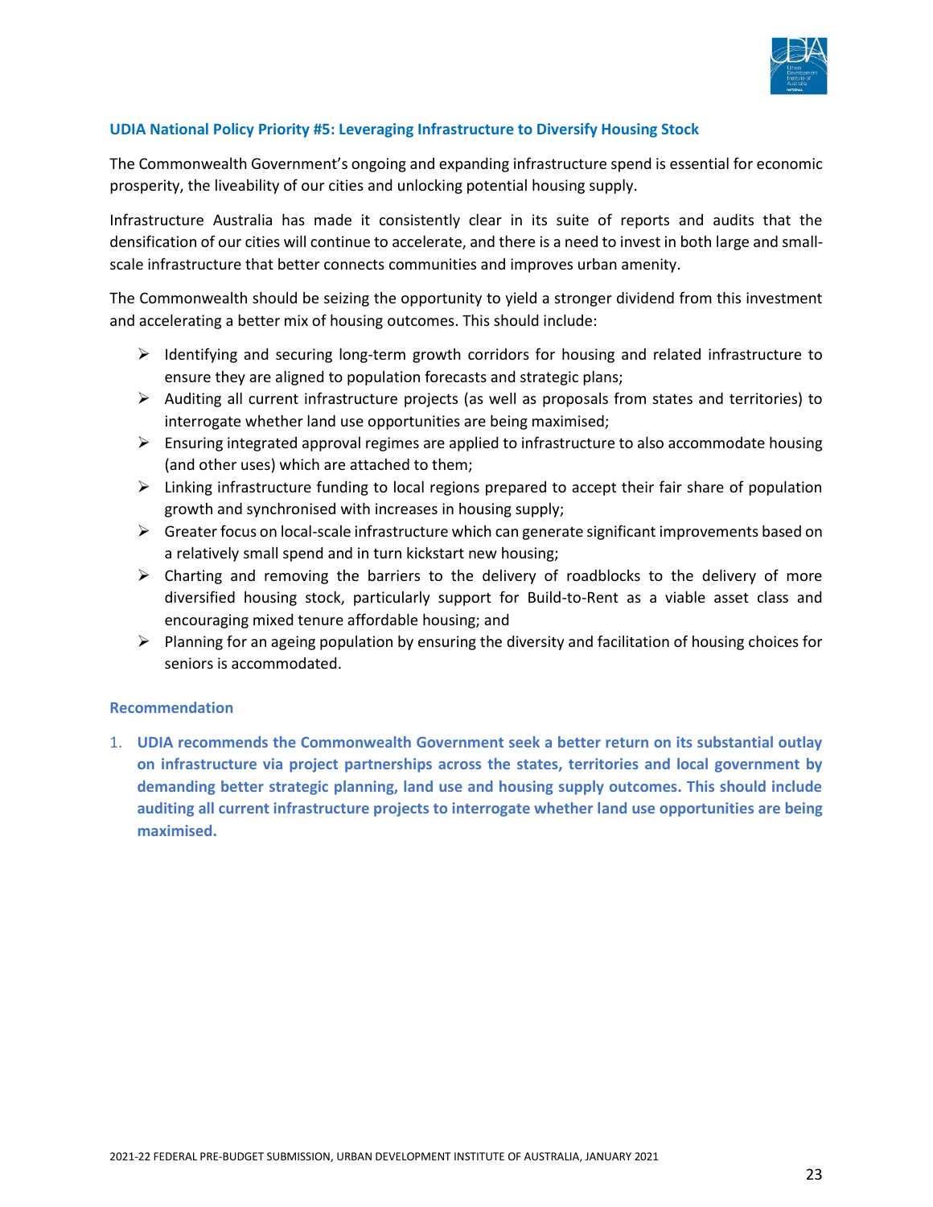### UDIA National Policy Priority #5: Leveraging Infrastructure to Diversify Housing Stock

The Commonwealth Government's ongoing and expanding infrastructure spend is essential for economic prosperity, the liveability of our cities and unlocking potential housing supply.

Infrastructure Australia has made it consistently clear in its suite of reports and audits that the densification of our cities will continue to accelerate, and there is a need to invest in both large and small-scale infrastructure that better connects communities and improves urban amenity.

The Commonwealth should be seizing the opportunity to yield a stronger dividend from this investment and accelerating a better mix of housing outcomes. This should include:

- Identifying and securing long-term growth corridors for housing and related infrastructure to ensure they are aligned to population forecasts and strategic plans;
- Auditing all current infrastructure projects (as well as proposals from states and territories) to interrogate whether land use opportunities are being maximised;
- Ensuring integrated approval regimes are applied to infrastructure to also accommodate housing (and other uses) which are attached to them;
- Linking infrastructure funding to local regions prepared to accept their fair share of population growth and synchronised with increases in housing supply;
- Greater focus on local-scale infrastructure which can generate significant improvements based on a relatively small spend and in turn kickstart new housing;
- Charting and removing the barriers to the delivery of roadblocks to the delivery of more diversified housing stock, particularly support for Build-to-Rent as a viable asset class and encouraging mixed tenure affordable housing; and
- Planning for an ageing population by ensuring the diversity and facilitation of housing choices for seniors is accommodated.

#### Recommendation

1. **UDIA recommends the Commonwealth Government seek a better return on its substantial outlay on infrastructure via project partnerships across the states, territories and local government by demanding better strategic planning, land use and housing supply outcomes. This should include auditing all current infrastructure projects to interrogate whether land use opportunities are being maximised.**